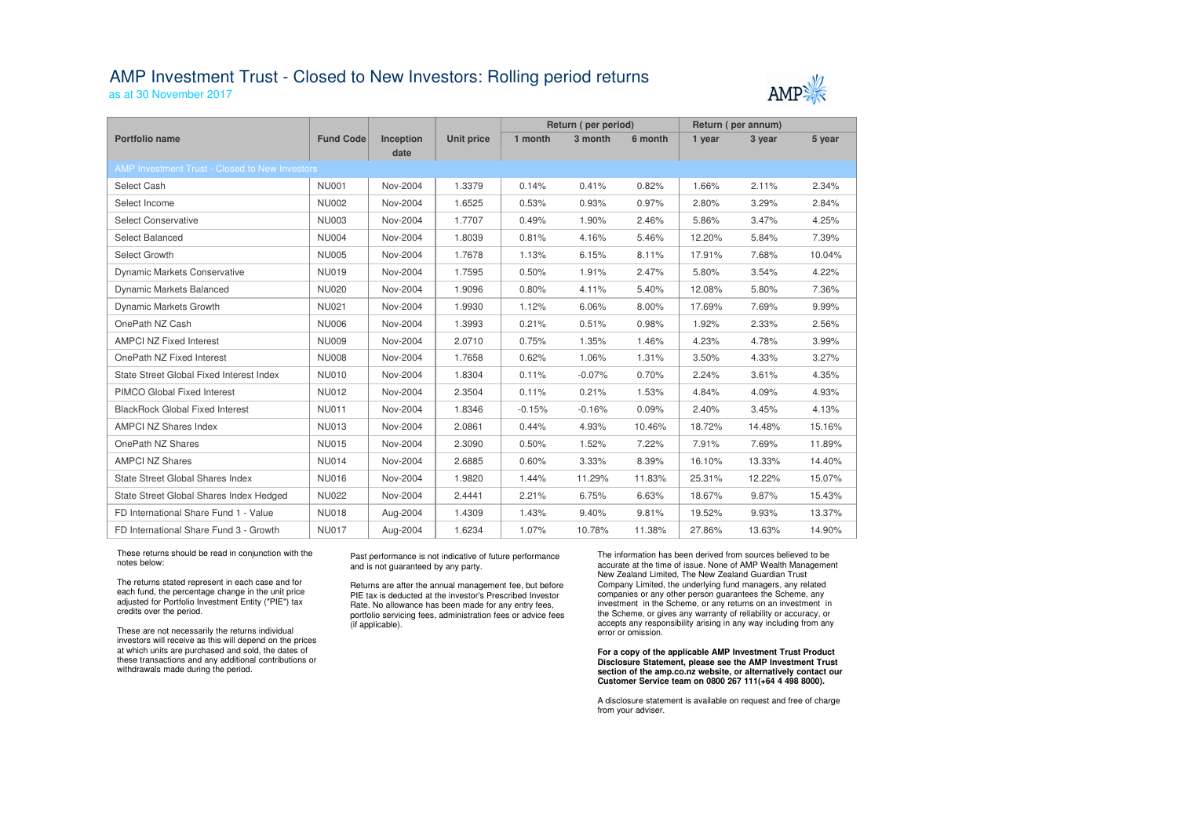# AMP Investment Trust - Closed to New Investors: Rolling period returns

as at 30 November 2017

| Portfolio name | Fund Code | Inception date | Unit price | Return ( per period) | | | Return ( per annum) | | |
|---|---|---|---|---|---|---|---|---|---|
| | | | | 1 month | 3 month | 6 month | 1 year | 3 year | 5 year |
| AMP Investment Trust - Closed to New Investors | | | | | | | | | |
| Select Cash | NU001 | Nov-2004 | 1.3379 | 0.14% | 0.41% | 0.82% | 1.66% | 2.11% | 2.34% |
| Select Income | NU002 | Nov-2004 | 1.6525 | 0.53% | 0.93% | 0.97% | 2.80% | 3.29% | 2.84% |
| Select Conservative | NU003 | Nov-2004 | 1.7707 | 0.49% | 1.90% | 2.46% | 5.86% | 3.47% | 4.25% |
| Select Balanced | NU004 | Nov-2004 | 1.8039 | 0.81% | 4.16% | 5.46% | 12.20% | 5.84% | 7.39% |
| Select Growth | NU005 | Nov-2004 | 1.7678 | 1.13% | 6.15% | 8.11% | 17.91% | 7.68% | 10.04% |
| Dynamic Markets Conservative | NU019 | Nov-2004 | 1.7595 | 0.50% | 1.91% | 2.47% | 5.80% | 3.54% | 4.22% |
| Dynamic Markets Balanced | NU020 | Nov-2004 | 1.9096 | 0.80% | 4.11% | 5.40% | 12.08% | 5.80% | 7.36% |
| Dynamic Markets Growth | NU021 | Nov-2004 | 1.9930 | 1.12% | 6.06% | 8.00% | 17.69% | 7.69% | 9.99% |
| OnePath NZ Cash | NU006 | Nov-2004 | 1.3993 | 0.21% | 0.51% | 0.98% | 1.92% | 2.33% | 2.56% |
| AMPCI NZ Fixed Interest | NU009 | Nov-2004 | 2.0710 | 0.75% | 1.35% | 1.46% | 4.23% | 4.78% | 3.99% |
| OnePath NZ Fixed Interest | NU008 | Nov-2004 | 1.7658 | 0.62% | 1.06% | 1.31% | 3.50% | 4.33% | 3.27% |
| State Street Global Fixed Interest Index | NU010 | Nov-2004 | 1.8304 | 0.11% | -0.07% | 0.70% | 2.24% | 3.61% | 4.35% |
| PIMCO Global Fixed Interest | NU012 | Nov-2004 | 2.3504 | 0.11% | 0.21% | 1.53% | 4.84% | 4.09% | 4.93% |
| BlackRock Global Fixed Interest | NU011 | Nov-2004 | 1.8346 | -0.15% | -0.16% | 0.09% | 2.40% | 3.45% | 4.13% |
| AMPCI NZ Shares Index | NU013 | Nov-2004 | 2.0861 | 0.44% | 4.93% | 10.46% | 18.72% | 14.48% | 15.16% |
| OnePath NZ Shares | NU015 | Nov-2004 | 2.3090 | 0.50% | 1.52% | 7.22% | 7.91% | 7.69% | 11.89% |
| AMPCI NZ Shares | NU014 | Nov-2004 | 2.6885 | 0.60% | 3.33% | 8.39% | 16.10% | 13.33% | 14.40% |
| State Street Global Shares Index | NU016 | Nov-2004 | 1.9820 | 1.44% | 11.29% | 11.83% | 25.31% | 12.22% | 15.07% |
| State Street Global Shares Index Hedged | NU022 | Nov-2004 | 2.4441 | 2.21% | 6.75% | 6.63% | 18.67% | 9.87% | 15.43% |
| FD International Share Fund 1 - Value | NU018 | Aug-2004 | 1.4309 | 1.43% | 9.40% | 9.81% | 19.52% | 9.93% | 13.37% |
| FD International Share Fund 3 - Growth | NU017 | Aug-2004 | 1.6234 | 1.07% | 10.78% | 11.38% | 27.86% | 13.63% | 14.90% |

These returns should be read in conjunction with the notes below:

The returns stated represent in each case and for each fund, the percentage change in the unit price adjusted for Portfolio Investment Entity ("PIE") tax credits over the period.

These are not necessarily the returns individual investors will receive as this will depend on the prices at which units are purchased and sold, the dates of these transactions and any additional contributions or withdrawals made during the period.

Past performance is not indicative of future performance and is not guaranteed by any party.

Returns are after the annual management fee, but before PIE tax is deducted at the investor's Prescribed Investor Rate. No allowance has been made for any entry fees, portfolio servicing fees, administration fees or advice fees (if applicable).

The information has been derived from sources believed to be accurate at the time of issue. None of AMP Wealth Management New Zealand Limited, The New Zealand Guardian Trust Company Limited, the underlying fund managers, any related companies or any other person guarantees the Scheme, any investment in the Scheme, or any returns on an investment in the Scheme, or gives any warranty of reliability or accuracy, or accepts any responsibility arising in any way including from any error or omission.

**For a copy of the applicable AMP Investment Trust Product Disclosure Statement, please see the AMP Investment Trust section of the amp.co.nz website, or alternatively contact our Customer Service team on 0800 267 111(+64 4 498 8000).**

A disclosure statement is available on request and free of charge from your adviser.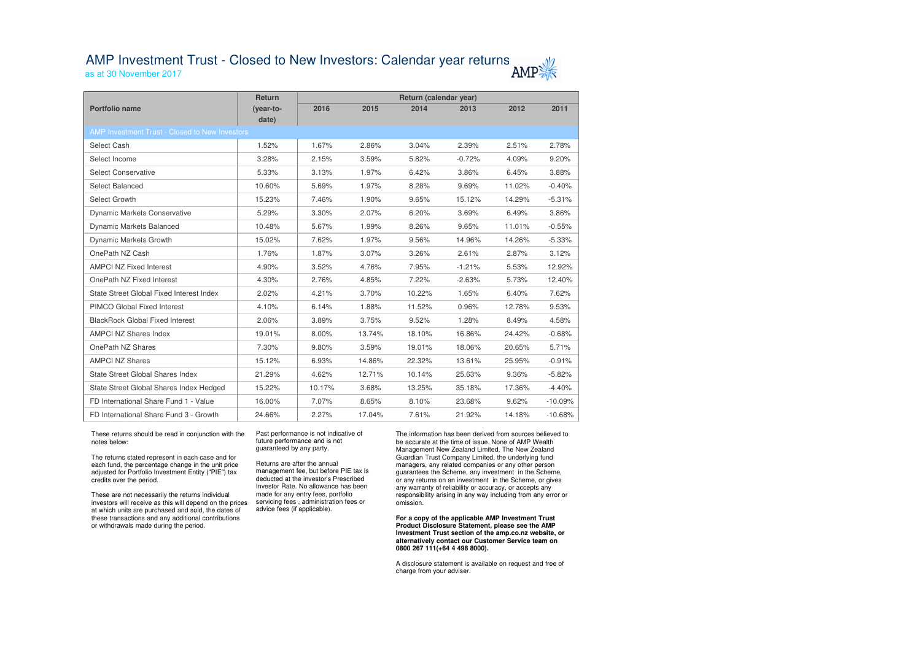# AMP Investment Trust - Closed to New Investors: Calendar year returns

as at 30 November 2017

| Portfolio name | Return (year-to-date) | Return (calendar year) | | | | | |
|---|---|---|---|---|---|---|---|
| | | 2016 | 2015 | 2014 | 2013 | 2012 | 2011 |
| AMP Investment Trust - Closed to New Investors | | | | | | | |
| Select Cash | 1.52% | 1.67% | 2.86% | 3.04% | 2.39% | 2.51% | 2.78% |
| Select Income | 3.28% | 2.15% | 3.59% | 5.82% | -0.72% | 4.09% | 9.20% |
| Select Conservative | 5.33% | 3.13% | 1.97% | 6.42% | 3.86% | 6.45% | 3.88% |
| Select Balanced | 10.60% | 5.69% | 1.97% | 8.28% | 9.69% | 11.02% | -0.40% |
| Select Growth | 15.23% | 7.46% | 1.90% | 9.65% | 15.12% | 14.29% | -5.31% |
| Dynamic Markets Conservative | 5.29% | 3.30% | 2.07% | 6.20% | 3.69% | 6.49% | 3.86% |
| Dynamic Markets Balanced | 10.48% | 5.67% | 1.99% | 8.26% | 9.65% | 11.01% | -0.55% |
| Dynamic Markets Growth | 15.02% | 7.62% | 1.97% | 9.56% | 14.96% | 14.26% | -5.33% |
| OnePath NZ Cash | 1.76% | 1.87% | 3.07% | 3.26% | 2.61% | 2.87% | 3.12% |
| AMPCI NZ Fixed Interest | 4.90% | 3.52% | 4.76% | 7.95% | -1.21% | 5.53% | 12.92% |
| OnePath NZ Fixed Interest | 4.30% | 2.76% | 4.85% | 7.22% | -2.63% | 5.73% | 12.40% |
| State Street Global Fixed Interest Index | 2.02% | 4.21% | 3.70% | 10.22% | 1.65% | 6.40% | 7.62% |
| PIMCO Global Fixed Interest | 4.10% | 6.14% | 1.88% | 11.52% | 0.96% | 12.78% | 9.53% |
| BlackRock Global Fixed Interest | 2.06% | 3.89% | 3.75% | 9.52% | 1.28% | 8.49% | 4.58% |
| AMPCI NZ Shares Index | 19.01% | 8.00% | 13.74% | 18.10% | 16.86% | 24.42% | -0.68% |
| OnePath NZ Shares | 7.30% | 9.80% | 3.59% | 19.01% | 18.06% | 20.65% | 5.71% |
| AMPCI NZ Shares | 15.12% | 6.93% | 14.86% | 22.32% | 13.61% | 25.95% | -0.91% |
| State Street Global Shares Index | 21.29% | 4.62% | 12.71% | 10.14% | 25.63% | 9.36% | -5.82% |
| State Street Global Shares Index Hedged | 15.22% | 10.17% | 3.68% | 13.25% | 35.18% | 17.36% | -4.40% |
| FD International Share Fund 1 - Value | 16.00% | 7.07% | 8.65% | 8.10% | 23.68% | 9.62% | -10.09% |
| FD International Share Fund 3 - Growth | 24.66% | 2.27% | 17.04% | 7.61% | 21.92% | 14.18% | -10.68% |

These returns should be read in conjunction with the notes below:

The returns stated represent in each case and for each fund, the percentage change in the unit price adjusted for Portfolio Investment Entity ("PIE") tax credits over the period.

These are not necessarily the returns individual investors will receive as this will depend on the prices at which units are purchased and sold, the dates of these transactions and any additional contributions or withdrawals made during the period.

Past performance is not indicative of future performance and is not guaranteed by any party.

Returns are after the annual management fee, but before PIE tax is deducted at the investor's Prescribed Investor Rate. No allowance has been made for any entry fees, portfolio servicing fees , administration fees or advice fees (if applicable).

The information has been derived from sources believed to be accurate at the time of issue. None of AMP Wealth Management New Zealand Limited, The New Zealand Guardian Trust Company Limited, the underlying fund managers, any related companies or any other person guarantees the Scheme, any investment in the Scheme, or any returns on an investment in the Scheme, or gives any warranty of reliability or accuracy, or accepts any responsibility arising in any way including from any error or omission.

**For a copy of the applicable AMP Investment Trust Product Disclosure Statement, please see the AMP Investment Trust section of the amp.co.nz website, or alternatively contact our Customer Service team on 0800 267 111(+64 4 498 8000).**

A disclosure statement is available on request and free of charge from your adviser.